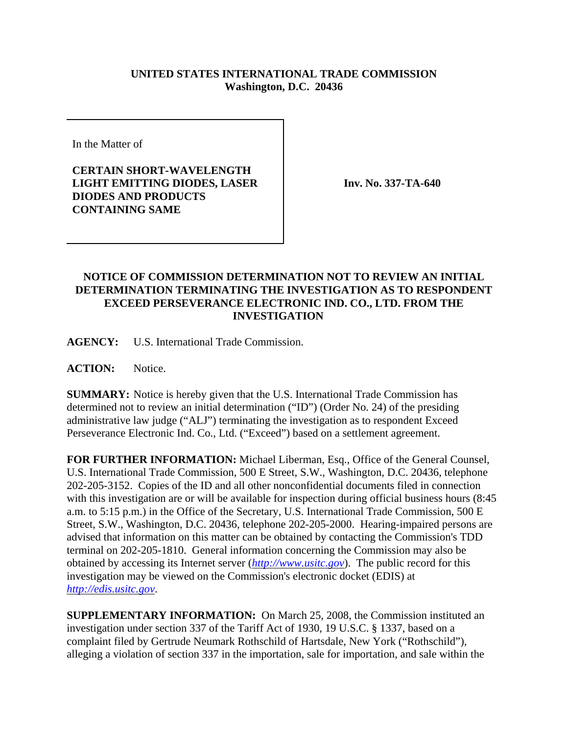**UNITED STATES INTERNATIONAL TRADE COMMISSION**
**Washington, D.C. 20436**

In the Matter of

**CERTAIN SHORT-WAVELENGTH LIGHT EMITTING DIODES, LASER DIODES AND PRODUCTS CONTAINING SAME**

**Inv. No. 337-TA-640**

**NOTICE OF COMMISSION DETERMINATION NOT TO REVIEW AN INITIAL DETERMINATION TERMINATING THE INVESTIGATION AS TO RESPONDENT EXCEED PERSEVERANCE ELECTRONIC IND. CO., LTD. FROM THE INVESTIGATION**

**AGENCY:** U.S. International Trade Commission.

**ACTION:** Notice.

**SUMMARY:** Notice is hereby given that the U.S. International Trade Commission has determined not to review an initial determination ("ID") (Order No. 24) of the presiding administrative law judge ("ALJ") terminating the investigation as to respondent Exceed Perseverance Electronic Ind. Co., Ltd. ("Exceed") based on a settlement agreement.

**FOR FURTHER INFORMATION:** Michael Liberman, Esq., Office of the General Counsel, U.S. International Trade Commission, 500 E Street, S.W., Washington, D.C. 20436, telephone 202-205-3152. Copies of the ID and all other nonconfidential documents filed in connection with this investigation are or will be available for inspection during official business hours (8:45 a.m. to 5:15 p.m.) in the Office of the Secretary, U.S. International Trade Commission, 500 E Street, S.W., Washington, D.C. 20436, telephone 202-205-2000. Hearing-impaired persons are advised that information on this matter can be obtained by contacting the Commission's TDD terminal on 202-205-1810. General information concerning the Commission may also be obtained by accessing its Internet server (*http://www.usitc.gov*). The public record for this investigation may be viewed on the Commission's electronic docket (EDIS) at *http://edis.usitc.gov*.

**SUPPLEMENTARY INFORMATION:** On March 25, 2008, the Commission instituted an investigation under section 337 of the Tariff Act of 1930, 19 U.S.C. § 1337, based on a complaint filed by Gertrude Neumark Rothschild of Hartsdale, New York ("Rothschild"), alleging a violation of section 337 in the importation, sale for importation, and sale within the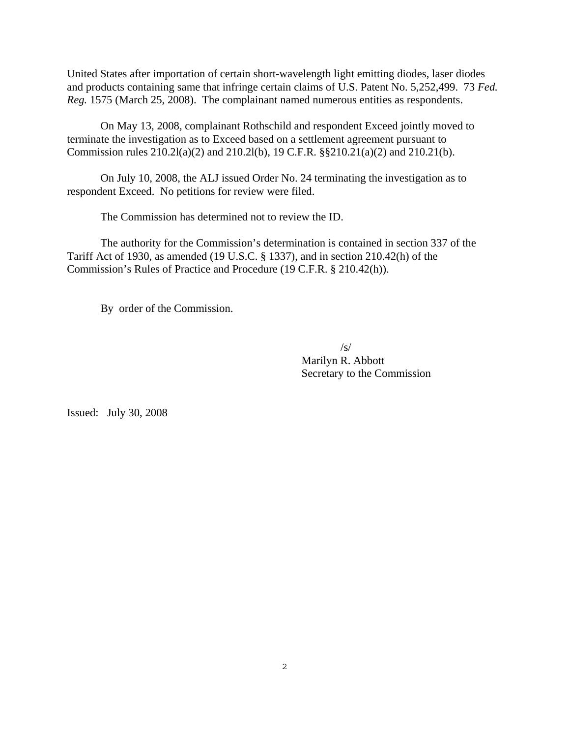United States after importation of certain short-wavelength light emitting diodes, laser diodes and products containing same that infringe certain claims of U.S. Patent No. 5,252,499. 73 *Fed. Reg.* 1575 (March 25, 2008). The complainant named numerous entities as respondents.

On May 13, 2008, complainant Rothschild and respondent Exceed jointly moved to terminate the investigation as to Exceed based on a settlement agreement pursuant to Commission rules 210.2l(a)(2) and 210.2l(b), 19 C.F.R. §§210.21(a)(2) and 210.21(b).

On July 10, 2008, the ALJ issued Order No. 24 terminating the investigation as to respondent Exceed. No petitions for review were filed.

The Commission has determined not to review the ID.

The authority for the Commission's determination is contained in section 337 of the Tariff Act of 1930, as amended (19 U.S.C. § 1337), and in section 210.42(h) of the Commission's Rules of Practice and Procedure (19 C.F.R. § 210.42(h)).

By order of the Commission.

/s/
Marilyn R. Abbott
Secretary to the Commission

Issued: July 30, 2008